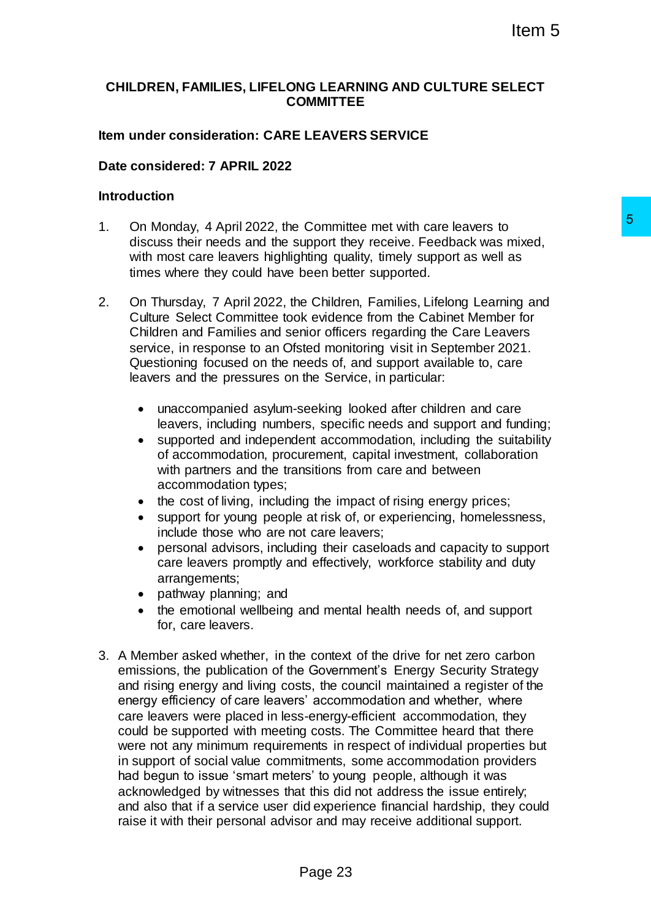**CHILDREN, FAMILIES, LIFELONG LEARNING AND CULTURE SELECT COMMITTEE**

**Item under consideration: CARE LEAVERS SERVICE**

**Date considered: 7 APRIL 2022**

**Introduction**

1. On Monday, 4 April 2022, the Committee met with care leavers to discuss their needs and the support they receive. Feedback was mixed, with most care leavers highlighting quality, timely support as well as times where they could have been better supported.

2. On Thursday, 7 April 2022, the Children, Families, Lifelong Learning and Culture Select Committee took evidence from the Cabinet Member for Children and Families and senior officers regarding the Care Leavers service, in response to an Ofsted monitoring visit in September 2021. Questioning focused on the needs of, and support available to, care leavers and the pressures on the Service, in particular:

    - unaccompanied asylum-seeking looked after children and care leavers, including numbers, specific needs and support and funding;
    - supported and independent accommodation, including the suitability of accommodation, procurement, capital investment, collaboration with partners and the transitions from care and between accommodation types;
    - the cost of living, including the impact of rising energy prices;
    - support for young people at risk of, or experiencing, homelessness, include those who are not care leavers;
    - personal advisors, including their caseloads and capacity to support care leavers promptly and effectively, workforce stability and duty arrangements;
    - pathway planning; and
    - the emotional wellbeing and mental health needs of, and support for, care leavers.

3. A Member asked whether, in the context of the drive for net zero carbon emissions, the publication of the Government's Energy Security Strategy and rising energy and living costs, the council maintained a register of the energy efficiency of care leavers' accommodation and whether, where care leavers were placed in less-energy-efficient accommodation, they could be supported with meeting costs. The Committee heard that there were not any minimum requirements in respect of individual properties but in support of social value commitments, some accommodation providers had begun to issue 'smart meters' to young people, although it was acknowledged by witnesses that this did not address the issue entirely; and also that if a service user did experience financial hardship, they could raise it with their personal advisor and may receive additional support.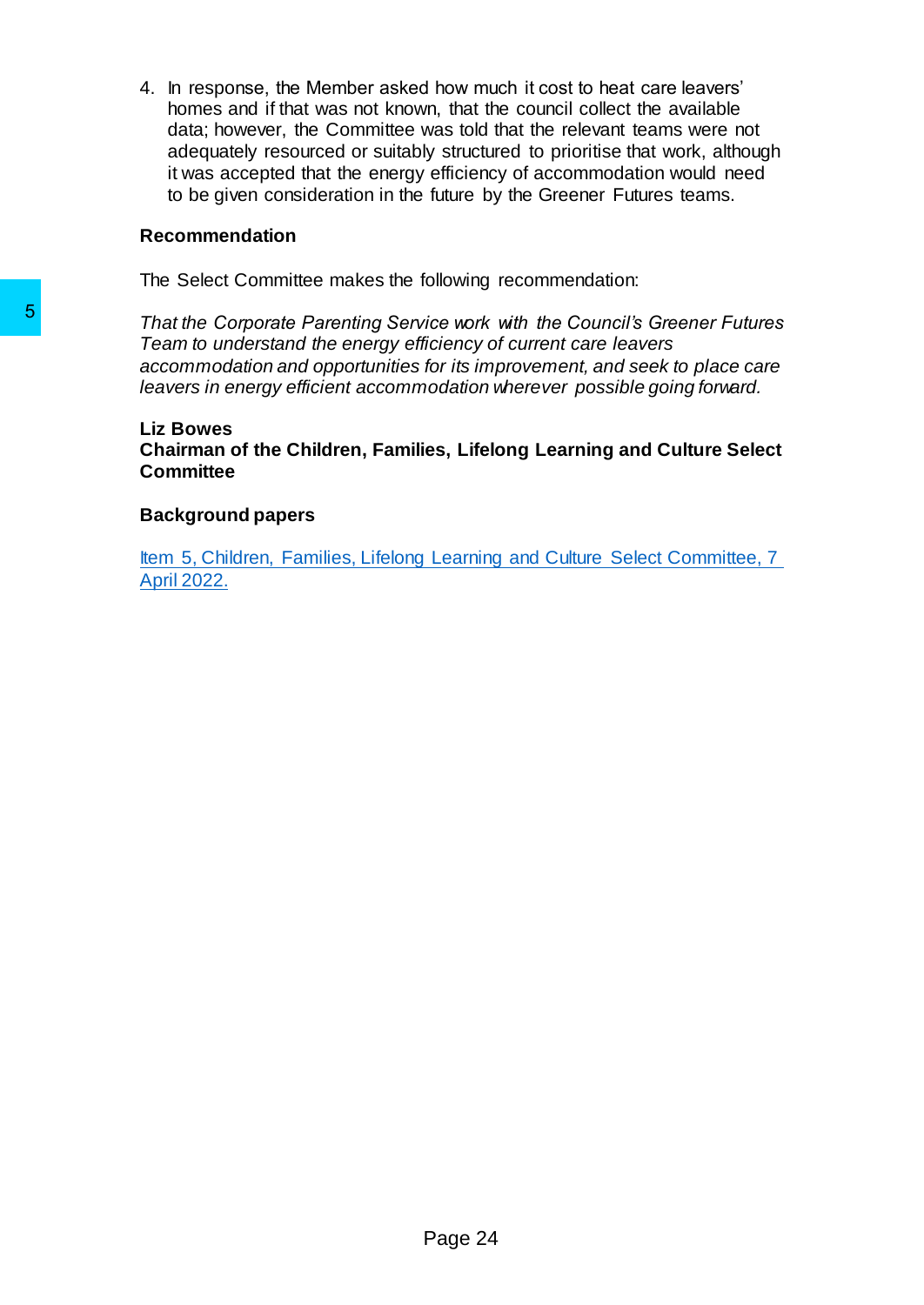4. In response, the Member asked how much it cost to heat care leavers' homes and if that was not known, that the council collect the available data; however, the Committee was told that the relevant teams were not adequately resourced or suitably structured to prioritise that work, although it was accepted that the energy efficiency of accommodation would need to be given consideration in the future by the Greener Futures teams.

**Recommendation**

The Select Committee makes the following recommendation:

*That the Corporate Parenting Service work with the Council's Greener Futures Team to understand the energy efficiency of current care leavers accommodation and opportunities for its improvement, and seek to place care leavers in energy efficient accommodation wherever possible going forward.*

**Liz Bowes**
**Chairman of the Children, Families, Lifelong Learning and Culture Select Committee**

**Background papers**

[Item 5, Children, Families, Lifelong Learning and Culture Select Committee, 7 April 2022.]